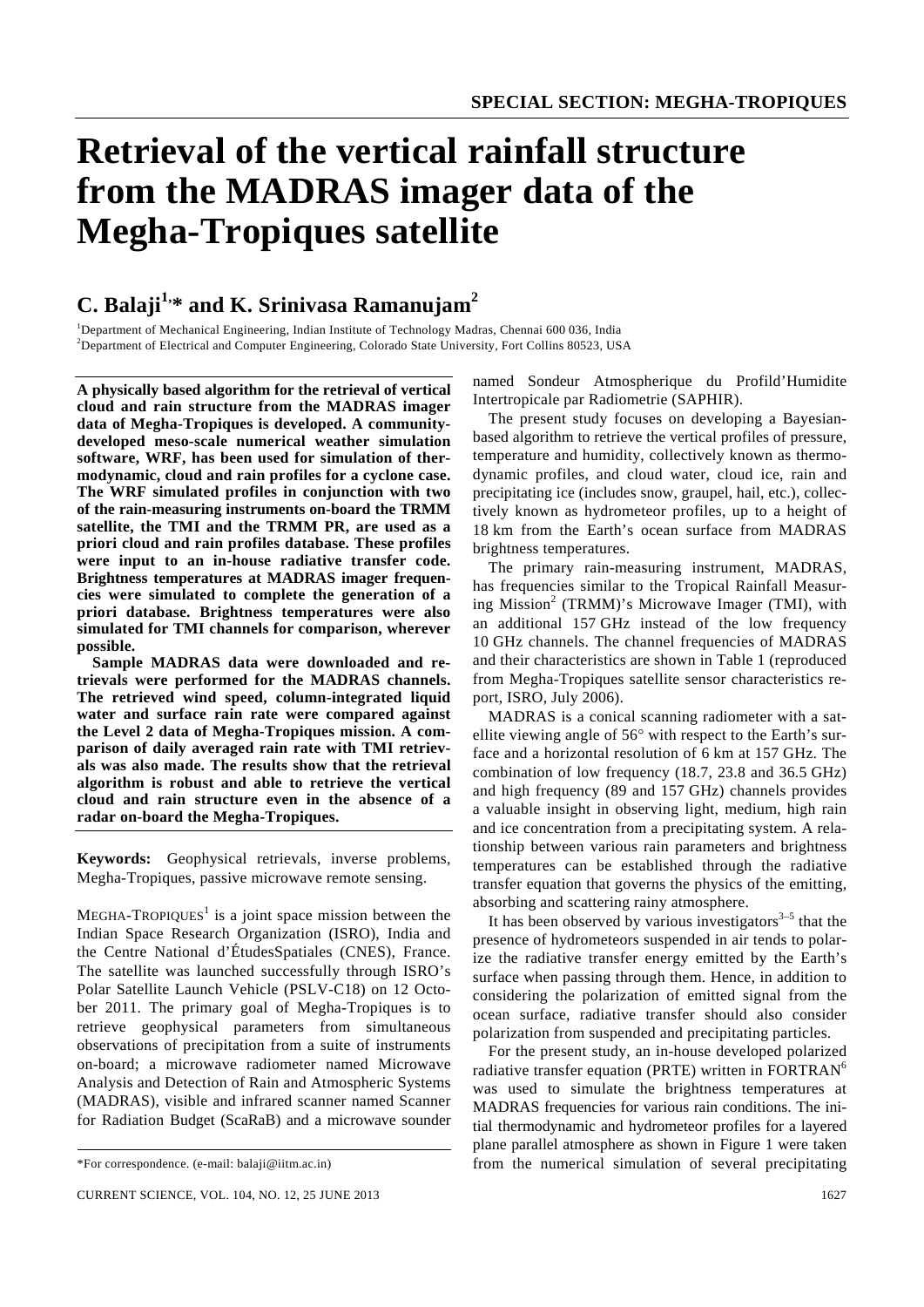# Retrieval of the vertical rainfall structure from the MADRAS imager data of the Megha-Tropiques satellite

**C. Balaji[1,]* and K. Srinivasa Ramanujam[2]**

[1]Department of Mechanical Engineering, Indian Institute of Technology Madras, Chennai 600 036, India
[2]Department of Electrical and Computer Engineering, Colorado State University, Fort Collins 80523, USA

**A physically based algorithm for the retrieval of vertical cloud and rain structure from the MADRAS imager data of Megha-Tropiques is developed. A community-developed meso-scale numerical weather simulation software, WRF, has been used for simulation of thermodynamic, cloud and rain profiles for a cyclone case. The WRF simulated profiles in conjunction with two of the rain-measuring instruments on-board the TRMM satellite, the TMI and the TRMM PR, are used as a priori cloud and rain profiles database. These profiles were input to an in-house radiative transfer code. Brightness temperatures at MADRAS imager frequencies were simulated to complete the generation of a priori database. Brightness temperatures were also simulated for TMI channels for comparison, wherever possible.**

**Sample MADRAS data were downloaded and retrievals were performed for the MADRAS channels. The retrieved wind speed, column-integrated liquid water and surface rain rate were compared against the Level 2 data of Megha-Tropiques mission. A comparison of daily averaged rain rate with TMI retrievals was also made. The results show that the retrieval algorithm is robust and able to retrieve the vertical cloud and rain structure even in the absence of a radar on-board the Megha-Tropiques.**

**Keywords:** Geophysical retrievals, inverse problems, Megha-Tropiques, passive microwave remote sensing.

MEGHA-TROPIQUES[1] is a joint space mission between the Indian Space Research Organization (ISRO), India and the Centre National d'ÉtudesSpatiales (CNES), France. The satellite was launched successfully through ISRO's Polar Satellite Launch Vehicle (PSLV-C18) on 12 October 2011. The primary goal of Megha-Tropiques is to retrieve geophysical parameters from simultaneous observations of precipitation from a suite of instruments on-board; a microwave radiometer named Microwave Analysis and Detection of Rain and Atmospheric Systems (MADRAS), visible and infrared scanner named Scanner for Radiation Budget (ScaRaB) and a microwave sounder named Sondeur Atmospherique du Profild'Humidite Intertropicale par Radiometrie (SAPHIR).

The present study focuses on developing a Bayesian-based algorithm to retrieve the vertical profiles of pressure, temperature and humidity, collectively known as thermodynamic profiles, and cloud water, cloud ice, rain and precipitating ice (includes snow, graupel, hail, etc.), collectively known as hydrometeor profiles, up to a height of 18 km from the Earth's ocean surface from MADRAS brightness temperatures.

The primary rain-measuring instrument, MADRAS, has frequencies similar to the Tropical Rainfall Measuring Mission[2] (TRMM)'s Microwave Imager (TMI), with an additional 157 GHz instead of the low frequency 10 GHz channels. The channel frequencies of MADRAS and their characteristics are shown in Table 1 (reproduced from Megha-Tropiques satellite sensor characteristics report, ISRO, July 2006).

MADRAS is a conical scanning radiometer with a satellite viewing angle of 56° with respect to the Earth's surface and a horizontal resolution of 6 km at 157 GHz. The combination of low frequency (18.7, 23.8 and 36.5 GHz) and high frequency (89 and 157 GHz) channels provides a valuable insight in observing light, medium, high rain and ice concentration from a precipitating system. A relationship between various rain parameters and brightness temperatures can be established through the radiative transfer equation that governs the physics of the emitting, absorbing and scattering rainy atmosphere.

It has been observed by various investigators[3–5] that the presence of hydrometeors suspended in air tends to polarize the radiative transfer energy emitted by the Earth's surface when passing through them. Hence, in addition to considering the polarization of emitted signal from the ocean surface, radiative transfer should also consider polarization from suspended and precipitating particles.

For the present study, an in-house developed polarized radiative transfer equation (PRTE) written in FORTRAN[6] was used to simulate the brightness temperatures at MADRAS frequencies for various rain conditions. The initial thermodynamic and hydrometeor profiles for a layered plane parallel atmosphere as shown in Figure 1 were taken from the numerical simulation of several precipitating

*For correspondence. (e-mail: balaji@iitm.ac.in)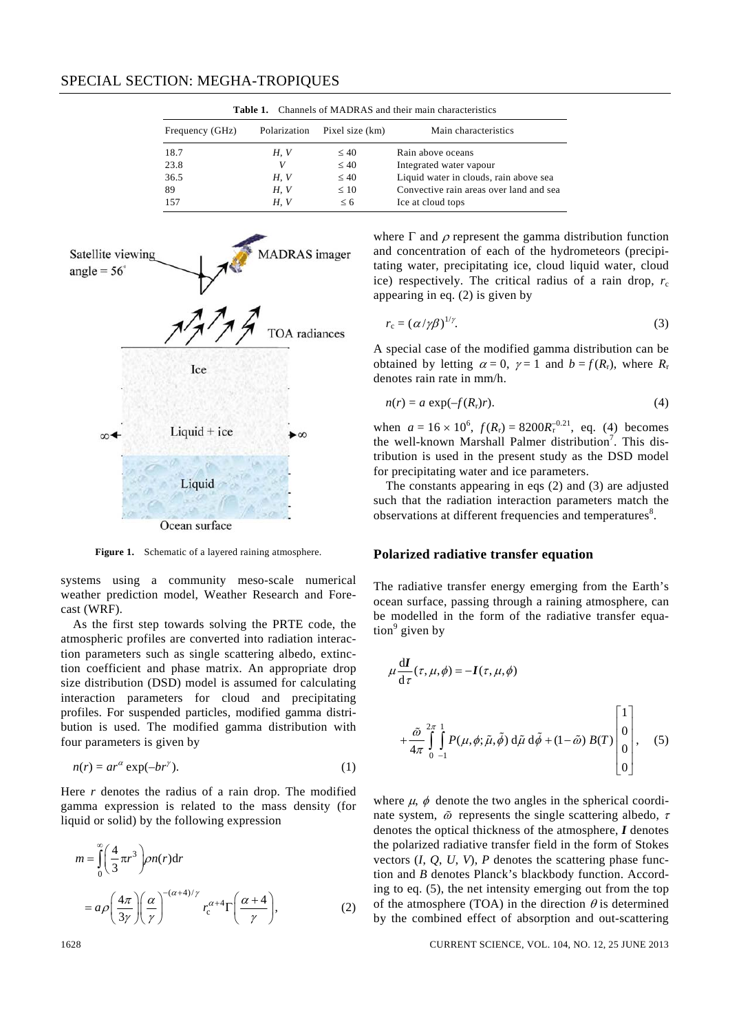**Table 1.** Channels of MADRAS and their main characteristics

| Frequency (GHz) | Polarization | Pixel size (km) | Main characteristics |
| --- | --- | --- | --- |
| 18.7 | *H*, *V* | ≤ 40 | Rain above oceans |
| 23.8 | *V* | ≤ 40 | Integrated water vapour |
| 36.5 | *H*, *V* | ≤ 40 | Liquid water in clouds, rain above sea |
| 89 | *H*, *V* | ≤ 10 | Convective rain areas over land and sea |
| 157 | *H*, *V* | ≤ 6 | Ice at cloud tops |

Satellite viewing angle = 56°

MADRAS imager

TOA radiances

Ice

Liquid + ice

Liquid

Ocean surface

**Figure 1.** Schematic of a layered raining atmosphere.

systems using a community meso-scale numerical weather prediction model, Weather Research and Forecast (WRF).

As the first step towards solving the PRTE code, the atmospheric profiles are converted into radiation interaction parameters such as single scattering albedo, extinction coefficient and phase matrix. An appropriate drop size distribution (DSD) model is assumed for calculating interaction parameters for cloud and precipitating profiles. For suspended particles, modified gamma distribution is used. The modified gamma distribution with four parameters is given by

$$n(r) = ar^{\alpha} \exp(-br^{\gamma}). \tag{1}$$

Here $r$ denotes the radius of a rain drop. The modified gamma expression is related to the mass density (for liquid or solid) by the following expression

$$m = \int_0^{\infty} \left(\frac{4}{3}\pi r^3\right) \rho n(r) \mathrm{d}r = a\rho\left(\frac{4\pi}{3\gamma}\right)\left(\frac{\alpha}{\gamma}\right)^{-(\alpha+4)/\gamma} r_c^{\alpha+4}\Gamma\left(\frac{\alpha+4}{\gamma}\right), \tag{2}$$

where $\Gamma$ and $\rho$ represent the gamma distribution function and concentration of each of the hydrometeors (precipitating water, precipitating ice, cloud liquid water, cloud ice) respectively. The critical radius of a rain drop, $r_c$ appearing in eq. (2) is given by

$$r_c = (\alpha/\gamma\beta)^{1/\gamma}. \tag{3}$$

A special case of the modified gamma distribution can be obtained by letting $\alpha = 0$, $\gamma = 1$ and $b = f(R_r)$, where $R_r$ denotes rain rate in mm/h.

$$n(r) = a \exp(-f(R_r)r). \tag{4}$$

when $a = 16 \times 10^6$, $f(R_r) = 8200R_r^{-0.21}$, eq. (4) becomes the well-known Marshall Palmer distribution[7]. This distribution is used in the present study as the DSD model for precipitating water and ice parameters.

The constants appearing in eqs (2) and (3) are adjusted such that the radiation interaction parameters match the observations at different frequencies and temperatures[8].

## Polarized radiative transfer equation

The radiative transfer energy emerging from the Earth's ocean surface, passing through a raining atmosphere, can be modelled in the form of the radiative transfer equation[9] given by

$$\mu \frac{\mathrm{d}\boldsymbol{I}}{\mathrm{d}\tau}(\tau,\mu,\phi) = -\boldsymbol{I}(\tau,\mu,\phi) + \frac{\tilde{\omega}}{4\pi}\int_0^{2\pi}\int_{-1}^{1} P(\mu,\phi;\tilde{\mu},\tilde{\phi})\,\mathrm{d}\tilde{\mu}\,\mathrm{d}\tilde{\phi} + (1-\tilde{\omega})\,B(T)\begin{bmatrix}1\\0\\0\\0\end{bmatrix}, \tag{5}$$

where $\mu$, $\phi$ denote the two angles in the spherical coordinate system, $\tilde{\omega}$ represents the single scattering albedo, $\tau$ denotes the optical thickness of the atmosphere, $\boldsymbol{I}$ denotes the polarized radiative transfer field in the form of Stokes vectors ($I$, $Q$, $U$, $V$), $P$ denotes the scattering phase function and $B$ denotes Planck's blackbody function. According to eq. (5), the net intensity emerging out from the top of the atmosphere (TOA) in the direction $\theta$ is determined by the combined effect of absorption and out-scattering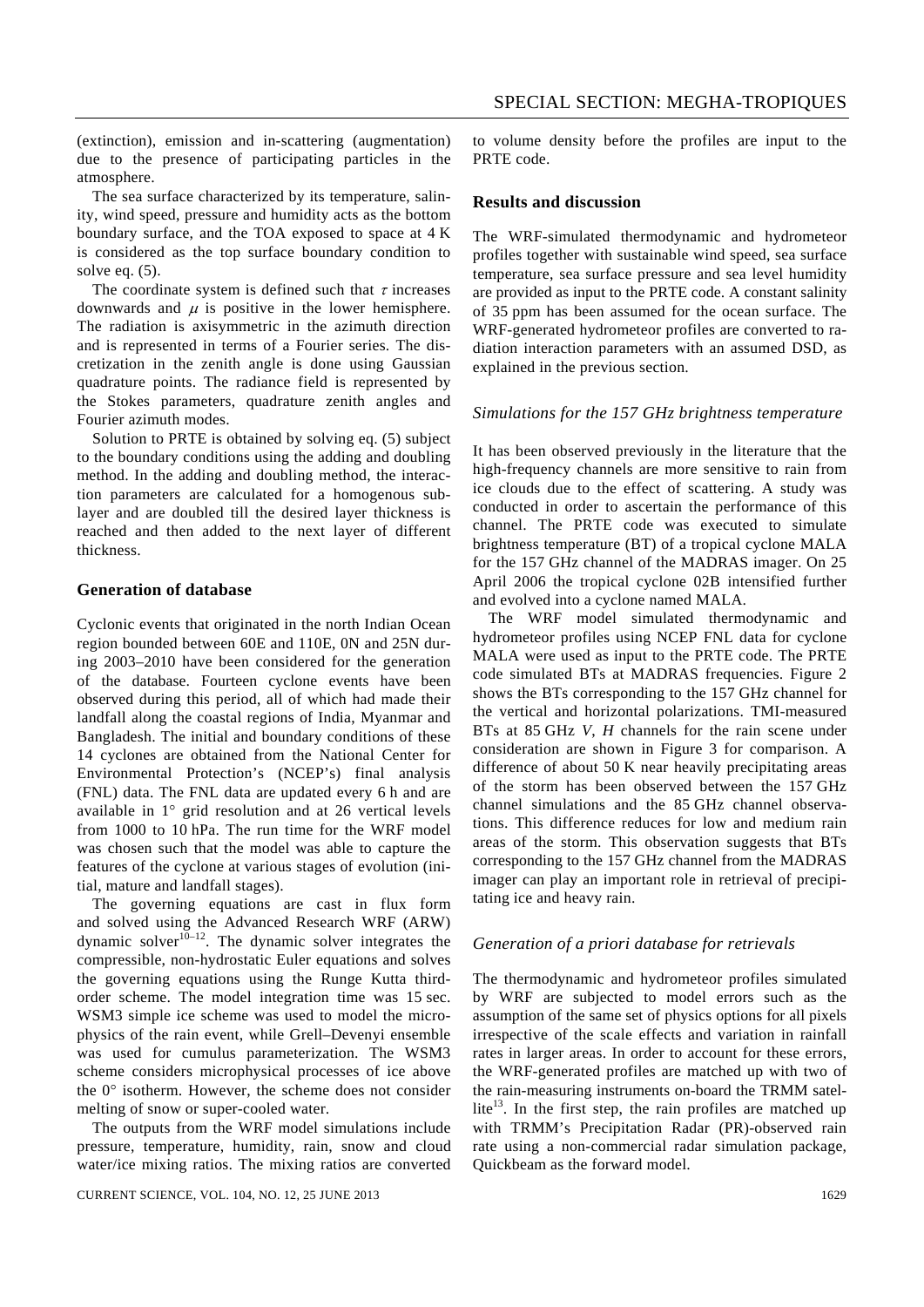(extinction), emission and in-scattering (augmentation) due to the presence of participating particles in the atmosphere.

The sea surface characterized by its temperature, salinity, wind speed, pressure and humidity acts as the bottom boundary surface, and the TOA exposed to space at 4 K is considered as the top surface boundary condition to solve eq. (5).

The coordinate system is defined such that $\tau$ increases downwards and $\mu$ is positive in the lower hemisphere. The radiation is axisymmetric in the azimuth direction and is represented in terms of a Fourier series. The discretization in the zenith angle is done using Gaussian quadrature points. The radiance field is represented by the Stokes parameters, quadrature zenith angles and Fourier azimuth modes.

Solution to PRTE is obtained by solving eq. (5) subject to the boundary conditions using the adding and doubling method. In the adding and doubling method, the interaction parameters are calculated for a homogenous sublayer and are doubled till the desired layer thickness is reached and then added to the next layer of different thickness.

## Generation of database

Cyclonic events that originated in the north Indian Ocean region bounded between 60E and 110E, 0N and 25N during 2003–2010 have been considered for the generation of the database. Fourteen cyclone events have been observed during this period, all of which had made their landfall along the coastal regions of India, Myanmar and Bangladesh. The initial and boundary conditions of these 14 cyclones are obtained from the National Center for Environmental Protection's (NCEP's) final analysis (FNL) data. The FNL data are updated every 6 h and are available in 1° grid resolution and at 26 vertical levels from 1000 to 10 hPa. The run time for the WRF model was chosen such that the model was able to capture the features of the cyclone at various stages of evolution (initial, mature and landfall stages).

The governing equations are cast in flux form and solved using the Advanced Research WRF (ARW) dynamic solver[10–12]. The dynamic solver integrates the compressible, non-hydrostatic Euler equations and solves the governing equations using the Runge Kutta third-order scheme. The model integration time was 15 sec. WSM3 simple ice scheme was used to model the microphysics of the rain event, while Grell–Devenyi ensemble was used for cumulus parameterization. The WSM3 scheme considers microphysical processes of ice above the 0° isotherm. However, the scheme does not consider melting of snow or super-cooled water.

The outputs from the WRF model simulations include pressure, temperature, humidity, rain, snow and cloud water/ice mixing ratios. The mixing ratios are converted to volume density before the profiles are input to the PRTE code.

## Results and discussion

The WRF-simulated thermodynamic and hydrometeor profiles together with sustainable wind speed, sea surface temperature, sea surface pressure and sea level humidity are provided as input to the PRTE code. A constant salinity of 35 ppm has been assumed for the ocean surface. The WRF-generated hydrometeor profiles are converted to radiation interaction parameters with an assumed DSD, as explained in the previous section.

### *Simulations for the 157 GHz brightness temperature*

It has been observed previously in the literature that the high-frequency channels are more sensitive to rain from ice clouds due to the effect of scattering. A study was conducted in order to ascertain the performance of this channel. The PRTE code was executed to simulate brightness temperature (BT) of a tropical cyclone MALA for the 157 GHz channel of the MADRAS imager. On 25 April 2006 the tropical cyclone 02B intensified further and evolved into a cyclone named MALA.

The WRF model simulated thermodynamic and hydrometeor profiles using NCEP FNL data for cyclone MALA were used as input to the PRTE code. The PRTE code simulated BTs at MADRAS frequencies. Figure 2 shows the BTs corresponding to the 157 GHz channel for the vertical and horizontal polarizations. TMI-measured BTs at 85 GHz *V*, *H* channels for the rain scene under consideration are shown in Figure 3 for comparison. A difference of about 50 K near heavily precipitating areas of the storm has been observed between the 157 GHz channel simulations and the 85 GHz channel observations. This difference reduces for low and medium rain areas of the storm. This observation suggests that BTs corresponding to the 157 GHz channel from the MADRAS imager can play an important role in retrieval of precipitating ice and heavy rain.

### *Generation of a priori database for retrievals*

The thermodynamic and hydrometeor profiles simulated by WRF are subjected to model errors such as the assumption of the same set of physics options for all pixels irrespective of the scale effects and variation in rainfall rates in larger areas. In order to account for these errors, the WRF-generated profiles are matched up with two of the rain-measuring instruments on-board the TRMM satellite[13]. In the first step, the rain profiles are matched up with TRMM's Precipitation Radar (PR)-observed rain rate using a non-commercial radar simulation package, Quickbeam as the forward model.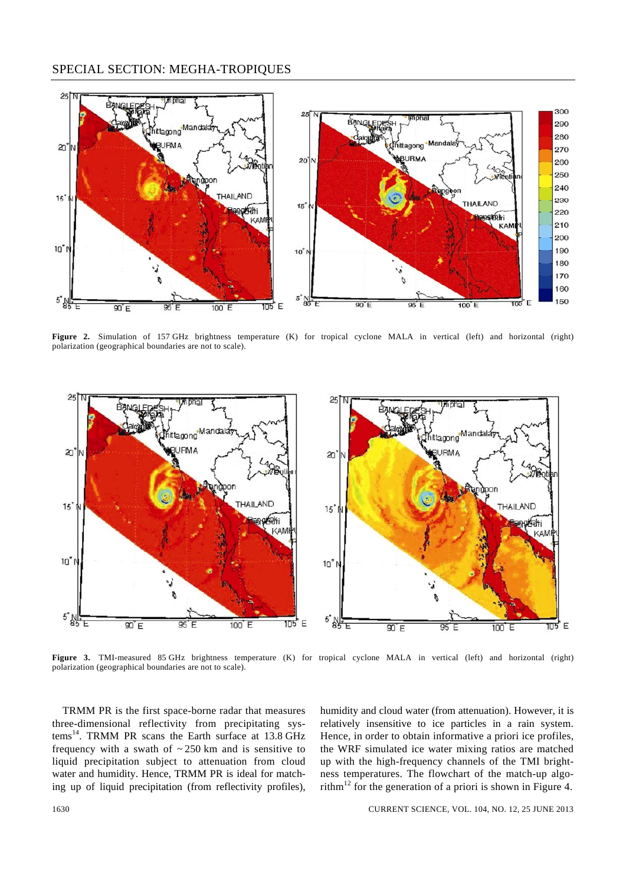**Figure 2.** Simulation of 157 GHz brightness temperature (K) for tropical cyclone MALA in vertical (left) and horizontal (right) polarization (geographical boundaries are not to scale).

**Figure 3.** TMI-measured 85 GHz brightness temperature (K) for tropical cyclone MALA in vertical (left) and horizontal (right) polarization (geographical boundaries are not to scale).

TRMM PR is the first space-borne radar that measures three-dimensional reflectivity from precipitating systems[14]. TRMM PR scans the Earth surface at 13.8 GHz frequency with a swath of ~250 km and is sensitive to liquid precipitation subject to attenuation from cloud water and humidity. Hence, TRMM PR is ideal for matching up of liquid precipitation (from reflectivity profiles), humidity and cloud water (from attenuation). However, it is relatively insensitive to ice particles in a rain system. Hence, in order to obtain informative a priori ice profiles, the WRF simulated ice water mixing ratios are matched up with the high-frequency channels of the TMI brightness temperatures. The flowchart of the match-up algorithm[12] for the generation of a priori is shown in Figure 4.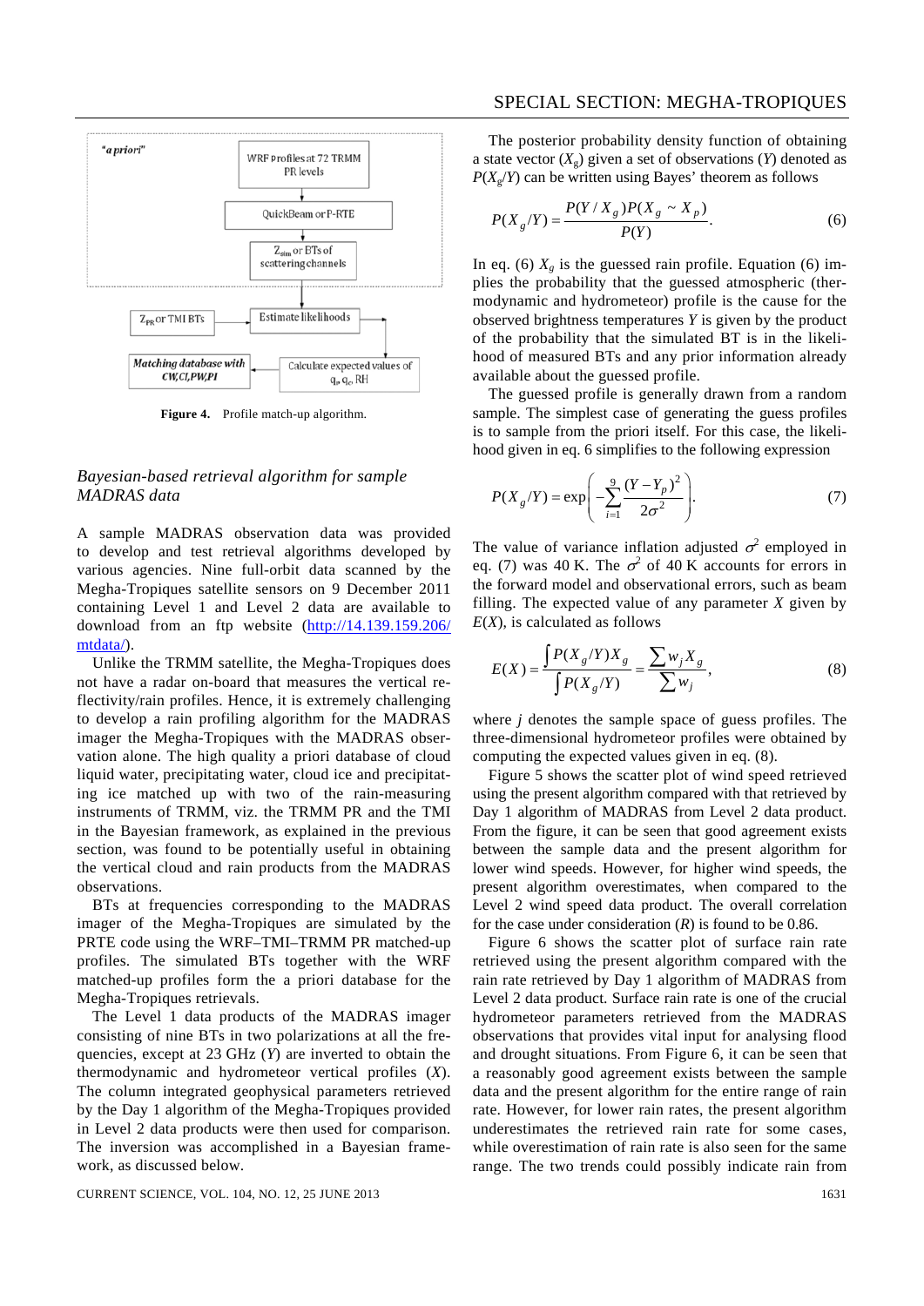"a priori"

WRF Profiles at 72 TRMM PR levels

QuickBeam or P-RTE

$Z_{sim}$ or BTs of scattering channels

$Z_{PR}$ or TMI BTs

Estimate likelihoods

Matching database with CW,CI,PW,PI

Calculate expected values of $q_v$, $q_c$, RH

**Figure 4.** Profile match-up algorithm.

### *Bayesian-based retrieval algorithm for sample MADRAS data*

A sample MADRAS observation data was provided to develop and test retrieval algorithms developed by various agencies. Nine full-orbit data scanned by the Megha-Tropiques satellite sensors on 9 December 2011 containing Level 1 and Level 2 data are available to download from an ftp website (http://14.139.159.206/mtdata/).

Unlike the TRMM satellite, the Megha-Tropiques does not have a radar on-board that measures the vertical reflectivity/rain profiles. Hence, it is extremely challenging to develop a rain profiling algorithm for the MADRAS imager the Megha-Tropiques with the MADRAS observation alone. The high quality a priori database of cloud liquid water, precipitating water, cloud ice and precipitating ice matched up with two of the rain-measuring instruments of TRMM, viz. the TRMM PR and the TMI in the Bayesian framework, as explained in the previous section, was found to be potentially useful in obtaining the vertical cloud and rain products from the MADRAS observations.

BTs at frequencies corresponding to the MADRAS imager of the Megha-Tropiques are simulated by the PRTE code using the WRF–TMI–TRMM PR matched-up profiles. The simulated BTs together with the WRF matched-up profiles form the a priori database for the Megha-Tropiques retrievals.

The Level 1 data products of the MADRAS imager consisting of nine BTs in two polarizations at all the frequencies, except at 23 GHz ($Y$) are inverted to obtain the thermodynamic and hydrometeor vertical profiles ($X$). The column integrated geophysical parameters retrieved by the Day 1 algorithm of the Megha-Tropiques provided in Level 2 data products were then used for comparison. The inversion was accomplished in a Bayesian framework, as discussed below.

The posterior probability density function of obtaining a state vector ($X_g$) given a set of observations ($Y$) denoted as $P(X_g/Y)$ can be written using Bayes' theorem as follows

$$P(X_g/Y) = \frac{P(Y/X_g)P(X_g \sim X_p)}{P(Y)}. \quad (6)$$

In eq. (6) $X_g$ is the guessed rain profile. Equation (6) implies the probability that the guessed atmospheric (thermodynamic and hydrometeor) profile is the cause for the observed brightness temperatures $Y$ is given by the product of the probability that the simulated BT is in the likelihood of measured BTs and any prior information already available about the guessed profile.

The guessed profile is generally drawn from a random sample. The simplest case of generating the guess profiles is to sample from the priori itself. For this case, the likelihood given in eq. 6 simplifies to the following expression

$$P(X_g/Y) = \exp\left(-\sum_{i=1}^{9} \frac{(Y - Y_p)^2}{2\sigma^2}\right). \quad (7)$$

The value of variance inflation adjusted $\sigma^2$ employed in eq. (7) was 40 K. The $\sigma^2$ of 40 K accounts for errors in the forward model and observational errors, such as beam filling. The expected value of any parameter $X$ given by $E(X)$, is calculated as follows

$$E(X) = \frac{\int P(X_g/Y)X_g}{\int P(X_g/Y)} = \frac{\sum w_j X_g}{\sum w_j}, \quad (8)$$

where $j$ denotes the sample space of guess profiles. The three-dimensional hydrometeor profiles were obtained by computing the expected values given in eq. (8).

Figure 5 shows the scatter plot of wind speed retrieved using the present algorithm compared with that retrieved by Day 1 algorithm of MADRAS from Level 2 data product. From the figure, it can be seen that good agreement exists between the sample data and the present algorithm for lower wind speeds. However, for higher wind speeds, the present algorithm overestimates, when compared to the Level 2 wind speed data product. The overall correlation for the case under consideration ($R$) is found to be 0.86.

Figure 6 shows the scatter plot of surface rain rate retrieved using the present algorithm compared with the rain rate retrieved by Day 1 algorithm of MADRAS from Level 2 data product. Surface rain rate is one of the crucial hydrometeor parameters retrieved from the MADRAS observations that provides vital input for analysing flood and drought situations. From Figure 6, it can be seen that a reasonably good agreement exists between the sample data and the present algorithm for the entire range of rain rate. However, for lower rain rates, the present algorithm underestimates the retrieved rain rate for some cases, while overestimation of rain rate is also seen for the same range. The two trends could possibly indicate rain from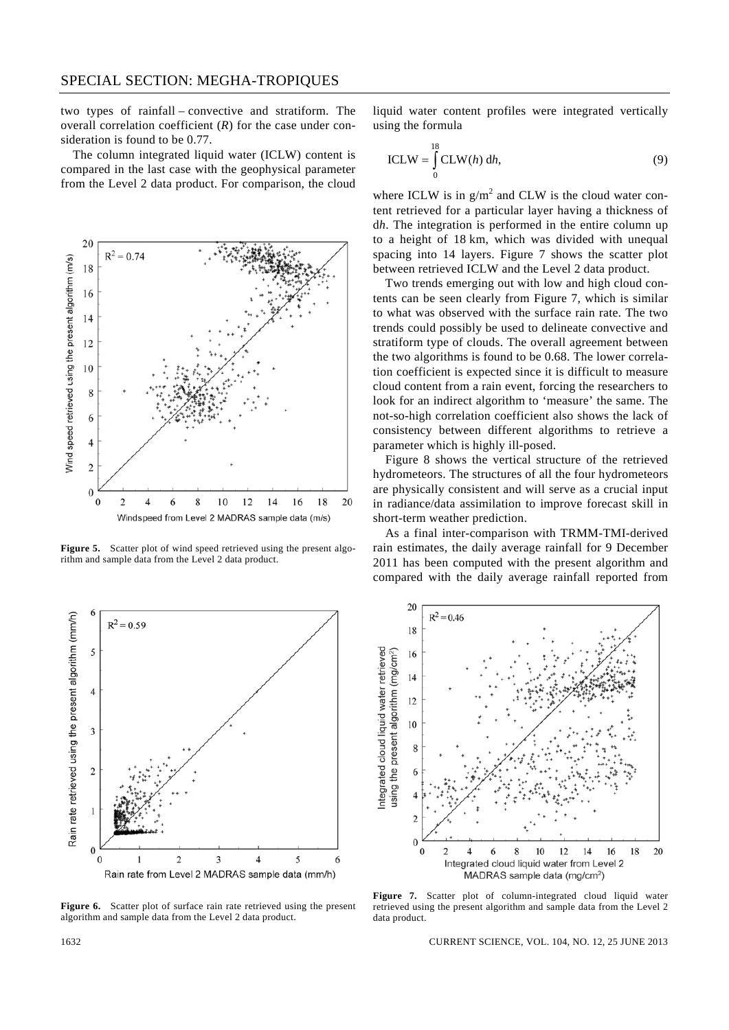two types of rainfall – convective and stratiform. The overall correlation coefficient ($R$) for the case under consideration is found to be 0.77.

The column integrated liquid water (ICLW) content is compared in the last case with the geophysical parameter from the Level 2 data product. For comparison, the cloud liquid water content profiles were integrated vertically using the formula

$$\text{ICLW} = \int_{0}^{18} \text{CLW}(h)\, \text{d}h, \tag{9}$$

where ICLW is in $g/m^2$ and CLW is the cloud water content retrieved for a particular layer having a thickness of d$h$. The integration is performed in the entire column up to a height of 18 km, which was divided with unequal spacing into 14 layers. Figure 7 shows the scatter plot between retrieved ICLW and the Level 2 data product.

Two trends emerging out with low and high cloud contents can be seen clearly from Figure 7, which is similar to what was observed with the surface rain rate. The two trends could possibly be used to delineate convective and stratiform type of clouds. The overall agreement between the two algorithms is found to be 0.68. The lower correlation coefficient is expected since it is difficult to measure cloud content from a rain event, forcing the researchers to look for an indirect algorithm to 'measure' the same. The not-so-high correlation coefficient also shows the lack of consistency between different algorithms to retrieve a parameter which is highly ill-posed.

Figure 8 shows the vertical structure of the retrieved hydrometeors. The structures of all the four hydrometeors are physically consistent and will serve as a crucial input in radiance/data assimilation to improve forecast skill in short-term weather prediction.

As a final inter-comparison with TRMM-TMI-derived rain estimates, the daily average rainfall for 9 December 2011 has been computed with the present algorithm and compared with the daily average rainfall reported from

$R^2 = 0.74$

Wind speed retrieved using the present algorithm (m/s)

Windspeed from Level 2 MADRAS sample data (m/s)

**Figure 5.** Scatter plot of wind speed retrieved using the present algorithm and sample data from the Level 2 data product.

$R^2 = 0.59$

Rain rate retrieved using the present algorithm (mm/h)

Rain rate from Level 2 MADRAS sample data (mm/h)

**Figure 6.** Scatter plot of surface rain rate retrieved using the present algorithm and sample data from the Level 2 data product.

$R^2 = 0.46$

Integrated cloud liquid water retrieved using the present algorithm ($mg/cm^2$)

Integrated cloud liquid water from Level 2 MADRAS sample data ($mg/cm^2$)

**Figure 7.** Scatter plot of column-integrated cloud liquid water retrieved using the present algorithm and sample data from the Level 2 data product.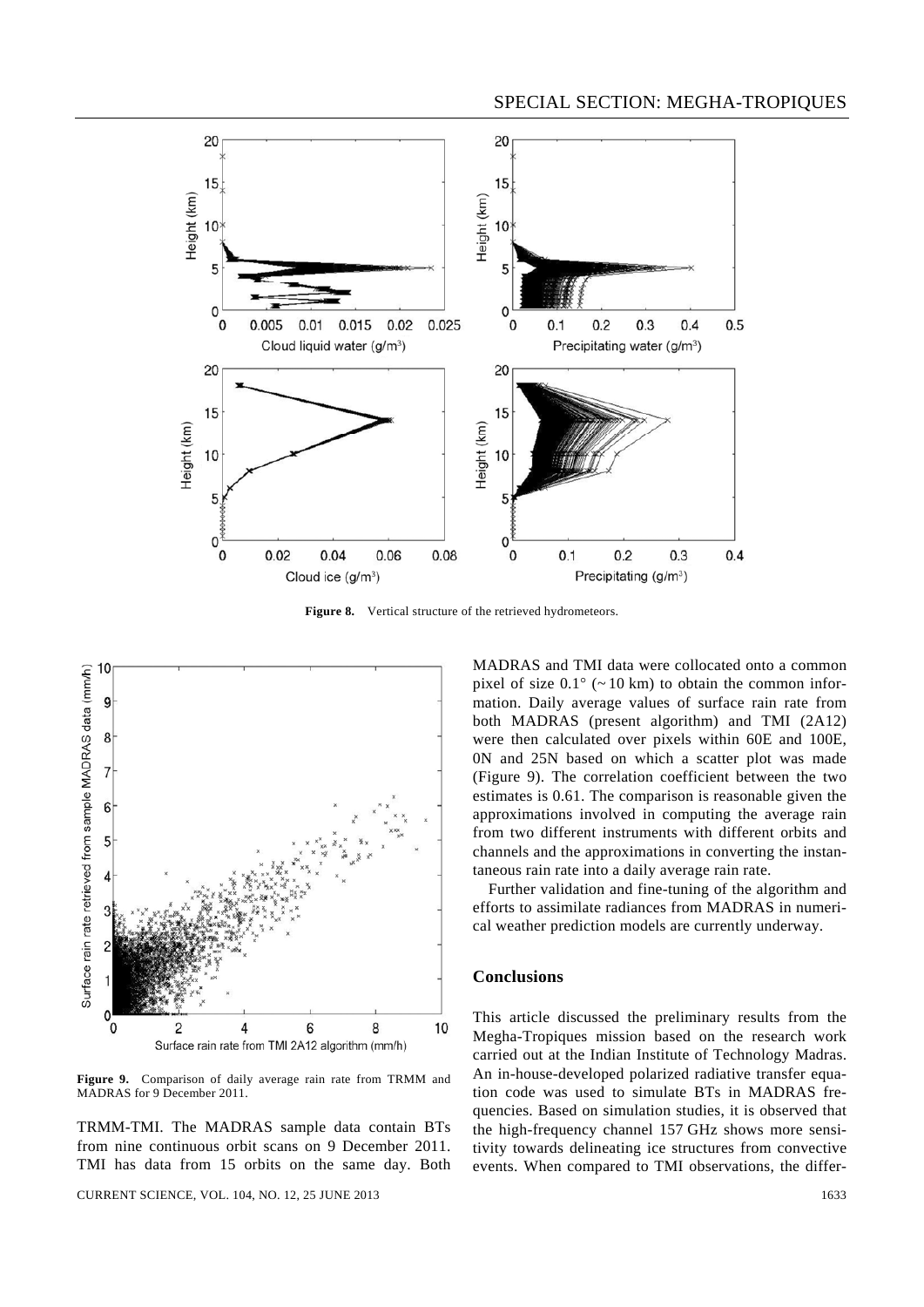Height (km)

Cloud liquid water (g/m$^3$)

0 0.005 0.01 0.015 0.02 0.025

Height (km)

Precipitating water (g/m$^3$)

0 0.1 0.2 0.3 0.4 0.5

Height (km)

Cloud ice (g/m$^3$)

0 0.02 0.04 0.06 0.08

Height (km)

Precipitating (g/m$^3$)

0 0.1 0.2 0.3 0.4

**Figure 8.** Vertical structure of the retrieved hydrometeors.

Surface rain rate retrieved from sample MADRAS data (mm/h)

Surface rain rate from TMI 2A12 algorithm (mm/h)

0 2 4 6 8 10

**Figure 9.** Comparison of daily average rain rate from TRMM and MADRAS for 9 December 2011.

TRMM-TMI. The MADRAS sample data contain BTs from nine continuous orbit scans on 9 December 2011. TMI has data from 15 orbits on the same day. Both MADRAS and TMI data were collocated onto a common pixel of size 0.1° (~ 10 km) to obtain the common information. Daily average values of surface rain rate from both MADRAS (present algorithm) and TMI (2A12) were then calculated over pixels within 60E and 100E, 0N and 25N based on which a scatter plot was made (Figure 9). The correlation coefficient between the two estimates is 0.61. The comparison is reasonable given the approximations involved in computing the average rain from two different instruments with different orbits and channels and the approximations in converting the instantaneous rain rate into a daily average rain rate.

Further validation and fine-tuning of the algorithm and efforts to assimilate radiances from MADRAS in numerical weather prediction models are currently underway.

## Conclusions

This article discussed the preliminary results from the Megha-Tropiques mission based on the research work carried out at the Indian Institute of Technology Madras. An in-house-developed polarized radiative transfer equation code was used to simulate BTs in MADRAS frequencies. Based on simulation studies, it is observed that the high-frequency channel 157 GHz shows more sensitivity towards delineating ice structures from convective events. When compared to TMI observations, the differ-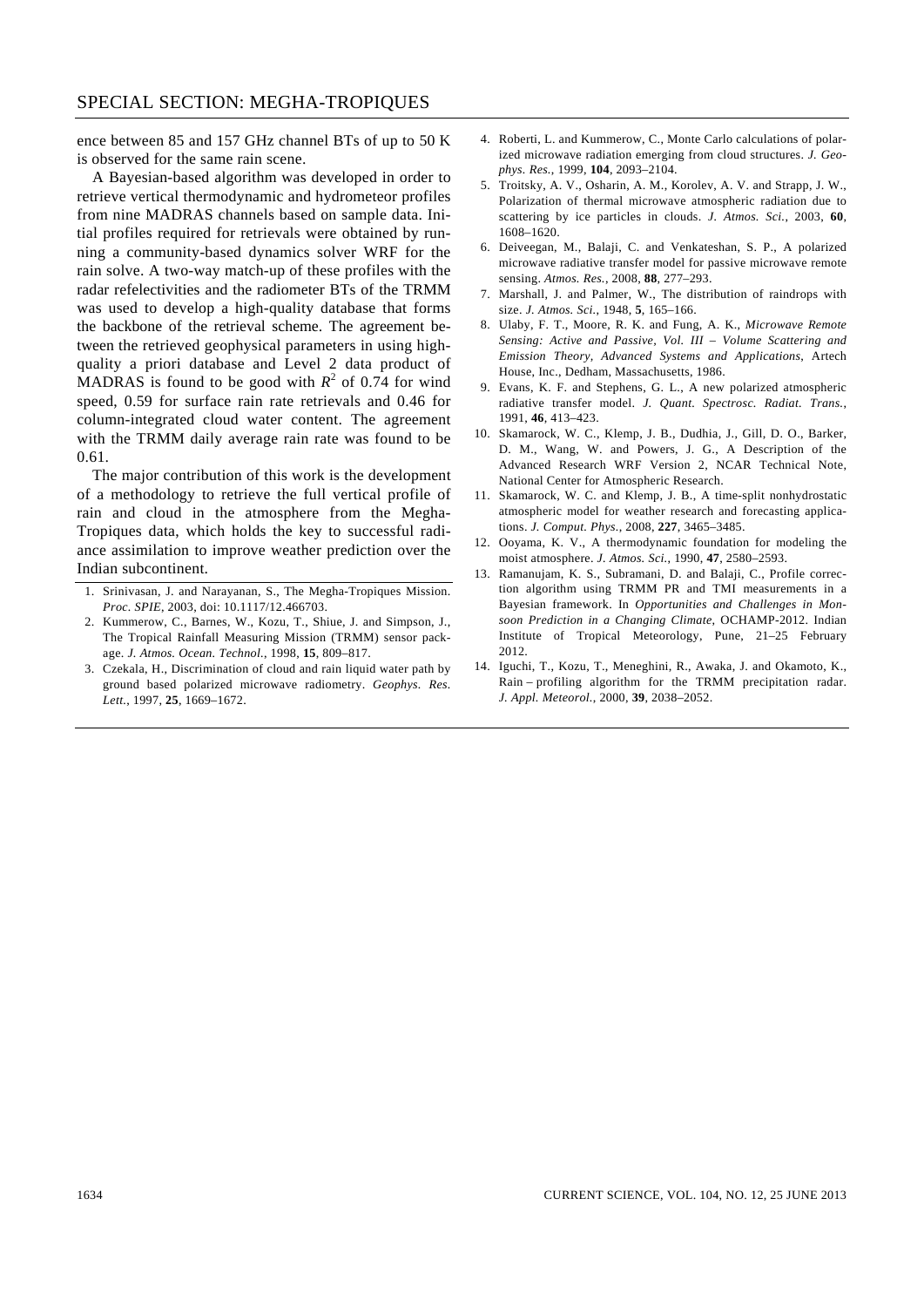ence between 85 and 157 GHz channel BTs of up to 50 K is observed for the same rain scene.

A Bayesian-based algorithm was developed in order to retrieve vertical thermodynamic and hydrometeor profiles from nine MADRAS channels based on sample data. Initial profiles required for retrievals were obtained by running a community-based dynamics solver WRF for the rain solve. A two-way match-up of these profiles with the radar refelectivities and the radiometer BTs of the TRMM was used to develop a high-quality database that forms the backbone of the retrieval scheme. The agreement between the retrieved geophysical parameters in using high-quality a priori database and Level 2 data product of MADRAS is found to be good with $R^2$ of 0.74 for wind speed, 0.59 for surface rain rate retrievals and 0.46 for column-integrated cloud water content. The agreement with the TRMM daily average rain rate was found to be 0.61.

The major contribution of this work is the development of a methodology to retrieve the full vertical profile of rain and cloud in the atmosphere from the Megha-Tropiques data, which holds the key to successful radiance assimilation to improve weather prediction over the Indian subcontinent.

1. Srinivasan, J. and Narayanan, S., The Megha-Tropiques Mission. *Proc. SPIE*, 2003, doi: 10.1117/12.466703.
2. Kummerow, C., Barnes, W., Kozu, T., Shiue, J. and Simpson, J., The Tropical Rainfall Measuring Mission (TRMM) sensor package. *J. Atmos. Ocean. Technol.*, 1998, **15**, 809–817.
3. Czekala, H., Discrimination of cloud and rain liquid water path by ground based polarized microwave radiometry. *Geophys. Res. Lett.*, 1997, **25**, 1669–1672.
4. Roberti, L. and Kummerow, C., Monte Carlo calculations of polarized microwave radiation emerging from cloud structures. *J. Geophys. Res.*, 1999, **104**, 2093–2104.
5. Troitsky, A. V., Osharin, A. M., Korolev, A. V. and Strapp, J. W., Polarization of thermal microwave atmospheric radiation due to scattering by ice particles in clouds. *J. Atmos. Sci.*, 2003, **60**, 1608–1620.
6. Deiveegan, M., Balaji, C. and Venkateshan, S. P., A polarized microwave radiative transfer model for passive microwave remote sensing. *Atmos. Res.*, 2008, **88**, 277–293.
7. Marshall, J. and Palmer, W., The distribution of raindrops with size. *J. Atmos. Sci.*, 1948, **5**, 165–166.
8. Ulaby, F. T., Moore, R. K. and Fung, A. K., *Microwave Remote Sensing: Active and Passive, Vol. III – Volume Scattering and Emission Theory, Advanced Systems and Applications*, Artech House, Inc., Dedham, Massachusetts, 1986.
9. Evans, K. F. and Stephens, G. L., A new polarized atmospheric radiative transfer model. *J. Quant. Spectrosc. Radiat. Trans.*, 1991, **46**, 413–423.
10. Skamarock, W. C., Klemp, J. B., Dudhia, J., Gill, D. O., Barker, D. M., Wang, W. and Powers, J. G., A Description of the Advanced Research WRF Version 2, NCAR Technical Note, National Center for Atmospheric Research.
11. Skamarock, W. C. and Klemp, J. B., A time-split nonhydrostatic atmospheric model for weather research and forecasting applications. *J. Comput. Phys.*, 2008, **227**, 3465–3485.
12. Ooyama, K. V., A thermodynamic foundation for modeling the moist atmosphere. *J. Atmos. Sci.*, 1990, **47**, 2580–2593.
13. Ramanujam, K. S., Subramani, D. and Balaji, C., Profile correction algorithm using TRMM PR and TMI measurements in a Bayesian framework. In *Opportunities and Challenges in Monsoon Prediction in a Changing Climate*, OCHAMP-2012. Indian Institute of Tropical Meteorology, Pune, 21–25 February 2012.
14. Iguchi, T., Kozu, T., Meneghini, R., Awaka, J. and Okamoto, K., Rain – profiling algorithm for the TRMM precipitation radar. *J. Appl. Meteorol.*, 2000, **39**, 2038–2052.